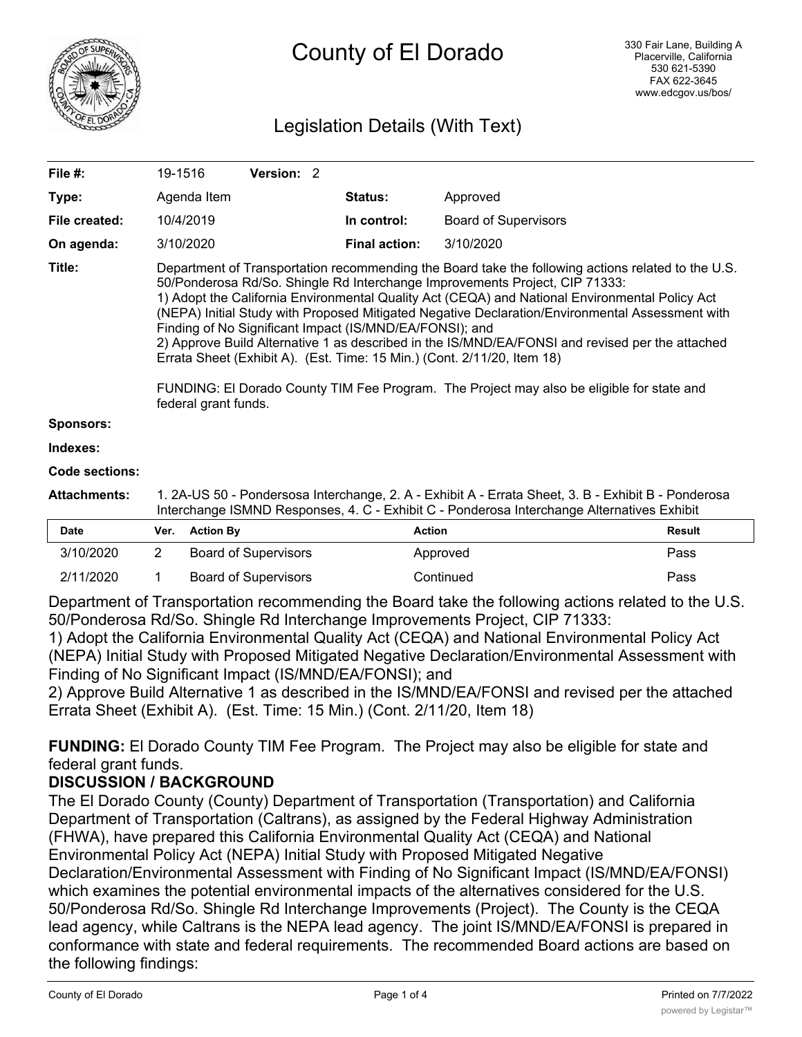# County of El Dorado

330 Fair Lane, Building A
Placerville, California
530 621-5390
FAX 622-3645
www.edcgov.us/bos/

## Legislation Details (With Text)

| | | | |
|---|---|---|---|
| **File #:** | 19-1516 **Version:** 2 | | |
| **Type:** | Agenda Item | **Status:** | Approved |
| **File created:** | 10/4/2019 | **In control:** | Board of Supervisors |
| **On agenda:** | 3/10/2020 | **Final action:** | 3/10/2020 |

**Title:** Department of Transportation recommending the Board take the following actions related to the U.S. 50/Ponderosa Rd/So. Shingle Rd Interchange Improvements Project, CIP 71333:
1) Adopt the California Environmental Quality Act (CEQA) and National Environmental Policy Act (NEPA) Initial Study with Proposed Mitigated Negative Declaration/Environmental Assessment with Finding of No Significant Impact (IS/MND/EA/FONSI); and
2) Approve Build Alternative 1 as described in the IS/MND/EA/FONSI and revised per the attached Errata Sheet (Exhibit A). (Est. Time: 15 Min.) (Cont. 2/11/20, Item 18)

FUNDING: El Dorado County TIM Fee Program. The Project may also be eligible for state and federal grant funds.

**Sponsors:**

**Indexes:**

**Code sections:**

**Attachments:** 1. 2A-US 50 - Pondersosa Interchange, 2. A - Exhibit A - Errata Sheet, 3. B - Exhibit B - Ponderosa Interchange ISMND Responses, 4. C - Exhibit C - Ponderosa Interchange Alternatives Exhibit

| Date | Ver. | Action By | Action | Result |
|---|---|---|---|---|
| 3/10/2020 | 2 | Board of Supervisors | Approved | Pass |
| 2/11/2020 | 1 | Board of Supervisors | Continued | Pass |

Department of Transportation recommending the Board take the following actions related to the U.S. 50/Ponderosa Rd/So. Shingle Rd Interchange Improvements Project, CIP 71333:
1) Adopt the California Environmental Quality Act (CEQA) and National Environmental Policy Act (NEPA) Initial Study with Proposed Mitigated Negative Declaration/Environmental Assessment with Finding of No Significant Impact (IS/MND/EA/FONSI); and
2) Approve Build Alternative 1 as described in the IS/MND/EA/FONSI and revised per the attached Errata Sheet (Exhibit A). (Est. Time: 15 Min.) (Cont. 2/11/20, Item 18)

**FUNDING:** El Dorado County TIM Fee Program. The Project may also be eligible for state and federal grant funds.

**DISCUSSION / BACKGROUND**

The El Dorado County (County) Department of Transportation (Transportation) and California Department of Transportation (Caltrans), as assigned by the Federal Highway Administration (FHWA), have prepared this California Environmental Quality Act (CEQA) and National Environmental Policy Act (NEPA) Initial Study with Proposed Mitigated Negative Declaration/Environmental Assessment with Finding of No Significant Impact (IS/MND/EA/FONSI) which examines the potential environmental impacts of the alternatives considered for the U.S. 50/Ponderosa Rd/So. Shingle Rd Interchange Improvements (Project). The County is the CEQA lead agency, while Caltrans is the NEPA lead agency. The joint IS/MND/EA/FONSI is prepared in conformance with state and federal requirements. The recommended Board actions are based on the following findings: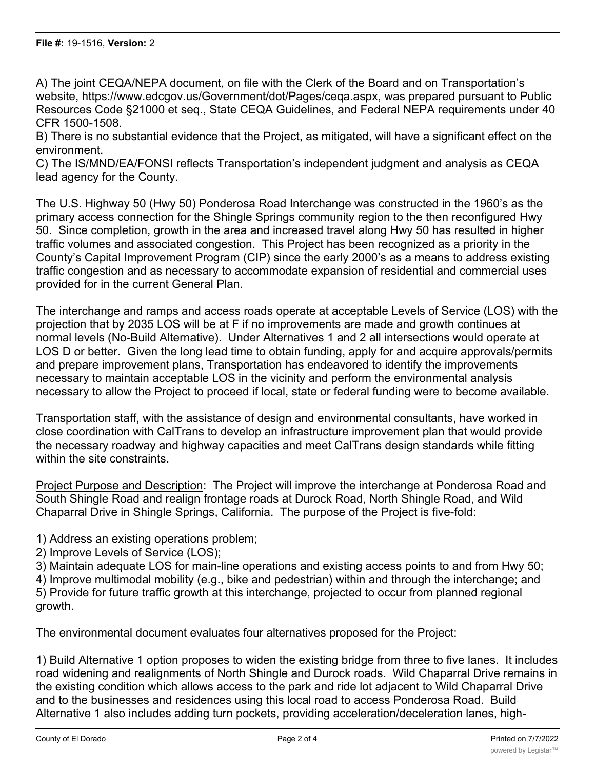A) The joint CEQA/NEPA document, on file with the Clerk of the Board and on Transportation's website, https://www.edcgov.us/Government/dot/Pages/ceqa.aspx, was prepared pursuant to Public Resources Code §21000 et seq., State CEQA Guidelines, and Federal NEPA requirements under 40 CFR 1500-1508.
B) There is no substantial evidence that the Project, as mitigated, will have a significant effect on the environment.
C) The IS/MND/EA/FONSI reflects Transportation's independent judgment and analysis as CEQA lead agency for the County.

The U.S. Highway 50 (Hwy 50) Ponderosa Road Interchange was constructed in the 1960's as the primary access connection for the Shingle Springs community region to the then reconfigured Hwy 50. Since completion, growth in the area and increased travel along Hwy 50 has resulted in higher traffic volumes and associated congestion. This Project has been recognized as a priority in the County's Capital Improvement Program (CIP) since the early 2000's as a means to address existing traffic congestion and as necessary to accommodate expansion of residential and commercial uses provided for in the current General Plan.

The interchange and ramps and access roads operate at acceptable Levels of Service (LOS) with the projection that by 2035 LOS will be at F if no improvements are made and growth continues at normal levels (No-Build Alternative). Under Alternatives 1 and 2 all intersections would operate at LOS D or better. Given the long lead time to obtain funding, apply for and acquire approvals/permits and prepare improvement plans, Transportation has endeavored to identify the improvements necessary to maintain acceptable LOS in the vicinity and perform the environmental analysis necessary to allow the Project to proceed if local, state or federal funding were to become available.

Transportation staff, with the assistance of design and environmental consultants, have worked in close coordination with CalTrans to develop an infrastructure improvement plan that would provide the necessary roadway and highway capacities and meet CalTrans design standards while fitting within the site constraints.

Project Purpose and Description: The Project will improve the interchange at Ponderosa Road and South Shingle Road and realign frontage roads at Durock Road, North Shingle Road, and Wild Chaparral Drive in Shingle Springs, California. The purpose of the Project is five-fold:

1) Address an existing operations problem;
2) Improve Levels of Service (LOS);
3) Maintain adequate LOS for main-line operations and existing access points to and from Hwy 50;
4) Improve multimodal mobility (e.g., bike and pedestrian) within and through the interchange; and
5) Provide for future traffic growth at this interchange, projected to occur from planned regional growth.

The environmental document evaluates four alternatives proposed for the Project:

1) Build Alternative 1 option proposes to widen the existing bridge from three to five lanes. It includes road widening and realignments of North Shingle and Durock roads. Wild Chaparral Drive remains in the existing condition which allows access to the park and ride lot adjacent to Wild Chaparral Drive and to the businesses and residences using this local road to access Ponderosa Road. Build Alternative 1 also includes adding turn pockets, providing acceleration/deceleration lanes, high-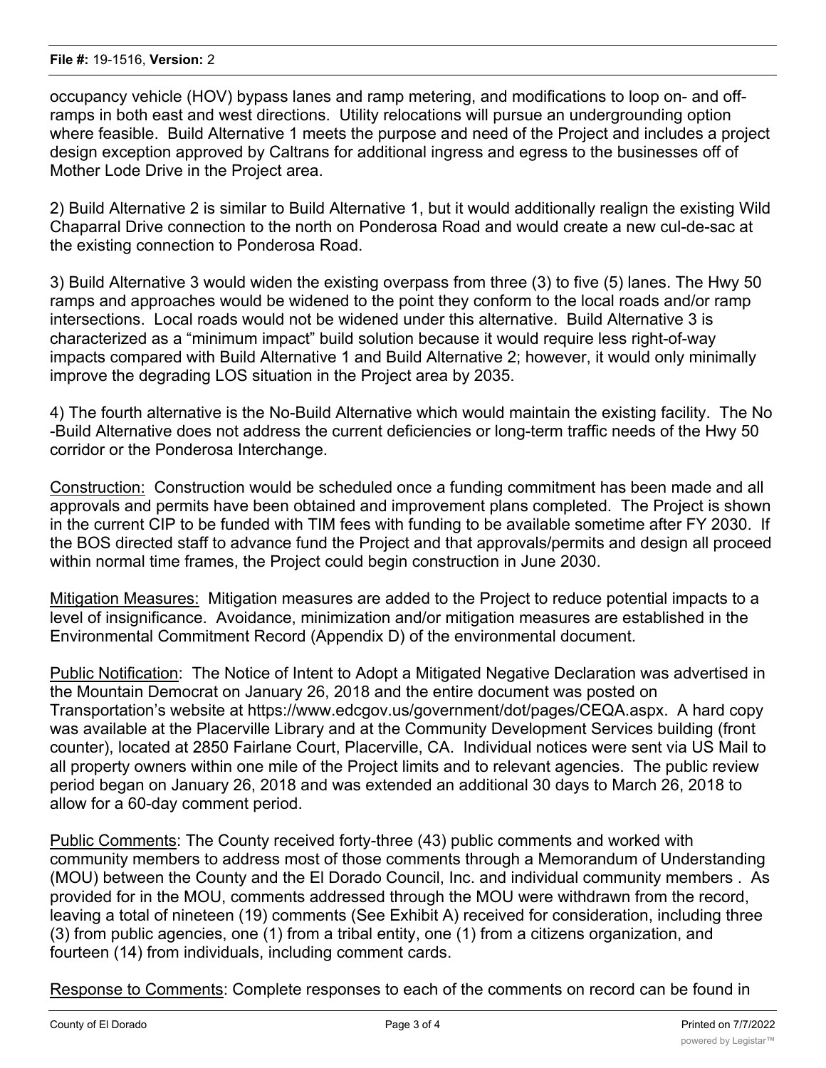occupancy vehicle (HOV) bypass lanes and ramp metering, and modifications to loop on- and off-ramps in both east and west directions. Utility relocations will pursue an undergrounding option where feasible. Build Alternative 1 meets the purpose and need of the Project and includes a project design exception approved by Caltrans for additional ingress and egress to the businesses off of Mother Lode Drive in the Project area.

2) Build Alternative 2 is similar to Build Alternative 1, but it would additionally realign the existing Wild Chaparral Drive connection to the north on Ponderosa Road and would create a new cul-de-sac at the existing connection to Ponderosa Road.

3) Build Alternative 3 would widen the existing overpass from three (3) to five (5) lanes. The Hwy 50 ramps and approaches would be widened to the point they conform to the local roads and/or ramp intersections. Local roads would not be widened under this alternative. Build Alternative 3 is characterized as a "minimum impact" build solution because it would require less right-of-way impacts compared with Build Alternative 1 and Build Alternative 2; however, it would only minimally improve the degrading LOS situation in the Project area by 2035.

4) The fourth alternative is the No-Build Alternative which would maintain the existing facility. The No -Build Alternative does not address the current deficiencies or long-term traffic needs of the Hwy 50 corridor or the Ponderosa Interchange.

Construction: Construction would be scheduled once a funding commitment has been made and all approvals and permits have been obtained and improvement plans completed. The Project is shown in the current CIP to be funded with TIM fees with funding to be available sometime after FY 2030. If the BOS directed staff to advance fund the Project and that approvals/permits and design all proceed within normal time frames, the Project could begin construction in June 2030.

Mitigation Measures: Mitigation measures are added to the Project to reduce potential impacts to a level of insignificance. Avoidance, minimization and/or mitigation measures are established in the Environmental Commitment Record (Appendix D) of the environmental document.

Public Notification: The Notice of Intent to Adopt a Mitigated Negative Declaration was advertised in the Mountain Democrat on January 26, 2018 and the entire document was posted on Transportation's website at https://www.edcgov.us/government/dot/pages/CEQA.aspx. A hard copy was available at the Placerville Library and at the Community Development Services building (front counter), located at 2850 Fairlane Court, Placerville, CA. Individual notices were sent via US Mail to all property owners within one mile of the Project limits and to relevant agencies. The public review period began on January 26, 2018 and was extended an additional 30 days to March 26, 2018 to allow for a 60-day comment period.

Public Comments: The County received forty-three (43) public comments and worked with community members to address most of those comments through a Memorandum of Understanding (MOU) between the County and the El Dorado Council, Inc. and individual community members . As provided for in the MOU, comments addressed through the MOU were withdrawn from the record, leaving a total of nineteen (19) comments (See Exhibit A) received for consideration, including three (3) from public agencies, one (1) from a tribal entity, one (1) from a citizens organization, and fourteen (14) from individuals, including comment cards.

Response to Comments: Complete responses to each of the comments on record can be found in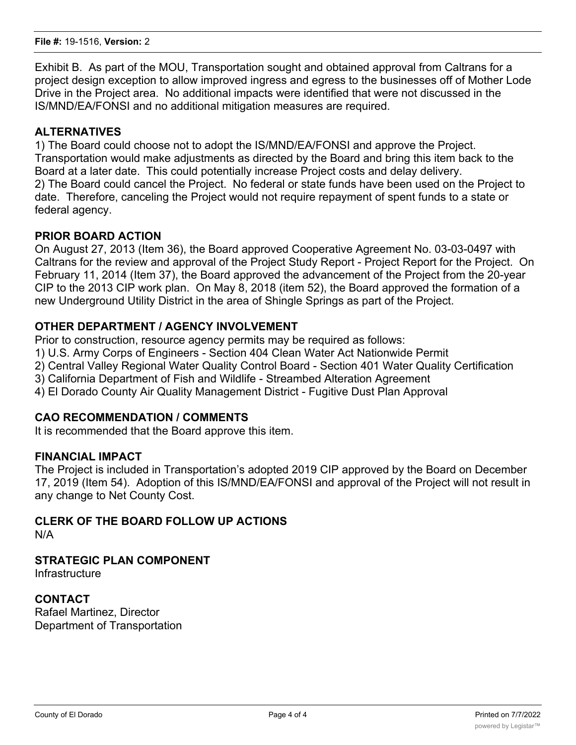Exhibit B. As part of the MOU, Transportation sought and obtained approval from Caltrans for a project design exception to allow improved ingress and egress to the businesses off of Mother Lode Drive in the Project area. No additional impacts were identified that were not discussed in the IS/MND/EA/FONSI and no additional mitigation measures are required.

## ALTERNATIVES

1) The Board could choose not to adopt the IS/MND/EA/FONSI and approve the Project. Transportation would make adjustments as directed by the Board and bring this item back to the Board at a later date. This could potentially increase Project costs and delay delivery.
2) The Board could cancel the Project. No federal or state funds have been used on the Project to date. Therefore, canceling the Project would not require repayment of spent funds to a state or federal agency.

## PRIOR BOARD ACTION

On August 27, 2013 (Item 36), the Board approved Cooperative Agreement No. 03-03-0497 with Caltrans for the review and approval of the Project Study Report - Project Report for the Project. On February 11, 2014 (Item 37), the Board approved the advancement of the Project from the 20-year CIP to the 2013 CIP work plan. On May 8, 2018 (item 52), the Board approved the formation of a new Underground Utility District in the area of Shingle Springs as part of the Project.

## OTHER DEPARTMENT / AGENCY INVOLVEMENT

Prior to construction, resource agency permits may be required as follows:

1) U.S. Army Corps of Engineers - Section 404 Clean Water Act Nationwide Permit
2) Central Valley Regional Water Quality Control Board - Section 401 Water Quality Certification
3) California Department of Fish and Wildlife - Streambed Alteration Agreement
4) El Dorado County Air Quality Management District - Fugitive Dust Plan Approval

## CAO RECOMMENDATION / COMMENTS

It is recommended that the Board approve this item.

## FINANCIAL IMPACT

The Project is included in Transportation's adopted 2019 CIP approved by the Board on December 17, 2019 (Item 54). Adoption of this IS/MND/EA/FONSI and approval of the Project will not result in any change to Net County Cost.

## CLERK OF THE BOARD FOLLOW UP ACTIONS

N/A

## STRATEGIC PLAN COMPONENT

Infrastructure

## CONTACT

Rafael Martinez, Director
Department of Transportation